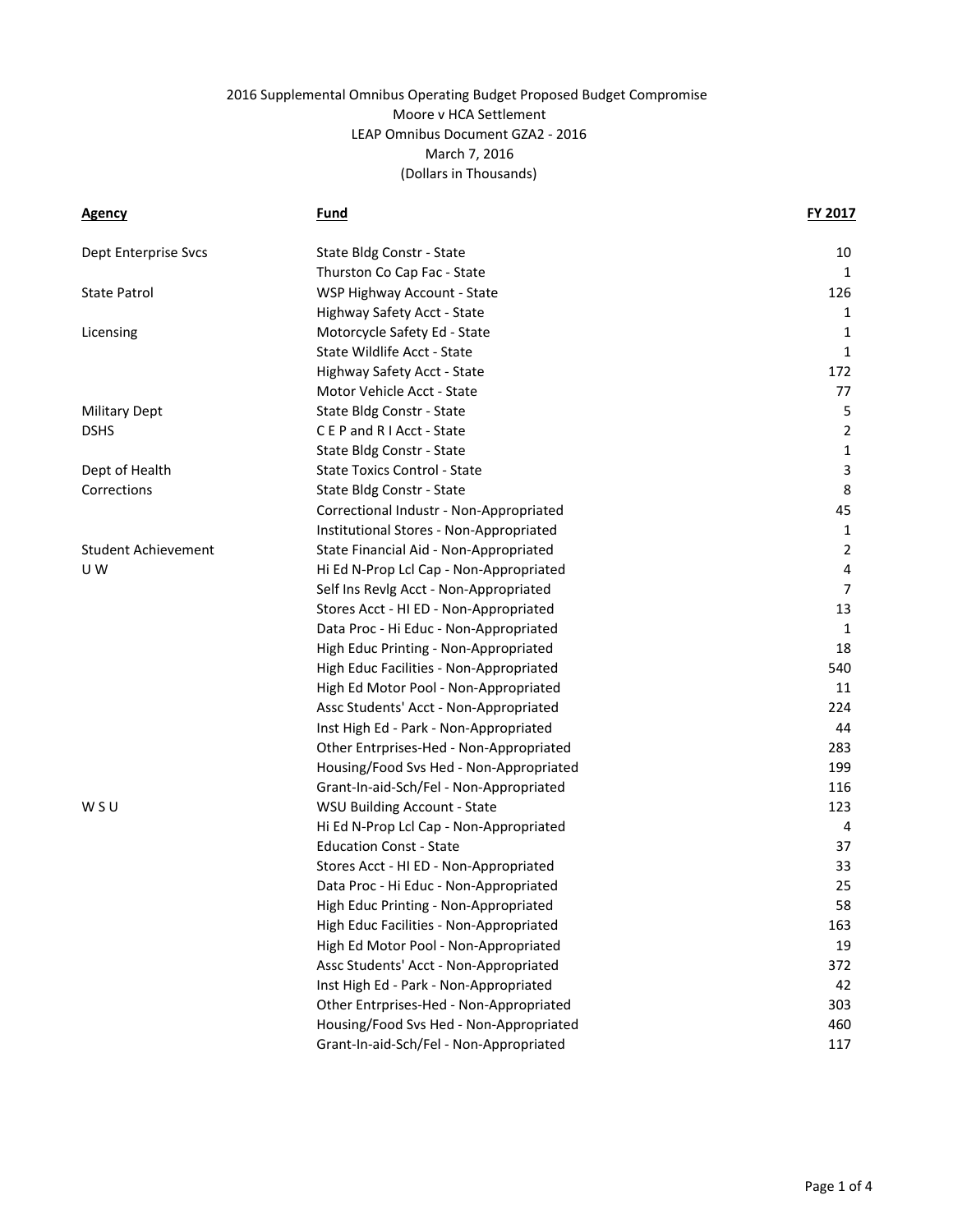2016 Supplemental Omnibus Operating Budget Proposed Budget Compromise
Moore v HCA Settlement
LEAP Omnibus Document GZA2 - 2016
March 7, 2016
(Dollars in Thousands)

| Agency | Fund | FY 2017 |
|---|---|---|
| Dept Enterprise Svcs | State Bldg Constr - State | 10 |
| | Thurston Co Cap Fac - State | 1 |
| State Patrol | WSP Highway Account - State | 126 |
| | Highway Safety Acct - State | 1 |
| Licensing | Motorcycle Safety Ed - State | 1 |
| | State Wildlife Acct - State | 1 |
| | Highway Safety Acct - State | 172 |
| | Motor Vehicle Acct - State | 77 |
| Military Dept | State Bldg Constr - State | 5 |
| DSHS | C E P and R I Acct - State | 2 |
| | State Bldg Constr - State | 1 |
| Dept of Health | State Toxics Control - State | 3 |
| Corrections | State Bldg Constr - State | 8 |
| | Correctional Industr - Non-Appropriated | 45 |
| | Institutional Stores - Non-Appropriated | 1 |
| Student Achievement | State Financial Aid - Non-Appropriated | 2 |
| U W | Hi Ed N-Prop Lcl Cap - Non-Appropriated | 4 |
| | Self Ins Revlg Acct - Non-Appropriated | 7 |
| | Stores Acct - HI ED - Non-Appropriated | 13 |
| | Data Proc - Hi Educ - Non-Appropriated | 1 |
| | High Educ Printing - Non-Appropriated | 18 |
| | High Educ Facilities - Non-Appropriated | 540 |
| | High Ed Motor Pool - Non-Appropriated | 11 |
| | Assc Students' Acct - Non-Appropriated | 224 |
| | Inst High Ed - Park - Non-Appropriated | 44 |
| | Other Entrprises-Hed - Non-Appropriated | 283 |
| | Housing/Food Svs Hed - Non-Appropriated | 199 |
| | Grant-In-aid-Sch/Fel - Non-Appropriated | 116 |
| W S U | WSU Building Account - State | 123 |
| | Hi Ed N-Prop Lcl Cap - Non-Appropriated | 4 |
| | Education Const - State | 37 |
| | Stores Acct - HI ED - Non-Appropriated | 33 |
| | Data Proc - Hi Educ - Non-Appropriated | 25 |
| | High Educ Printing - Non-Appropriated | 58 |
| | High Educ Facilities - Non-Appropriated | 163 |
| | High Ed Motor Pool - Non-Appropriated | 19 |
| | Assc Students' Acct - Non-Appropriated | 372 |
| | Inst High Ed - Park - Non-Appropriated | 42 |
| | Other Entrprises-Hed - Non-Appropriated | 303 |
| | Housing/Food Svs Hed - Non-Appropriated | 460 |
| | Grant-In-aid-Sch/Fel - Non-Appropriated | 117 |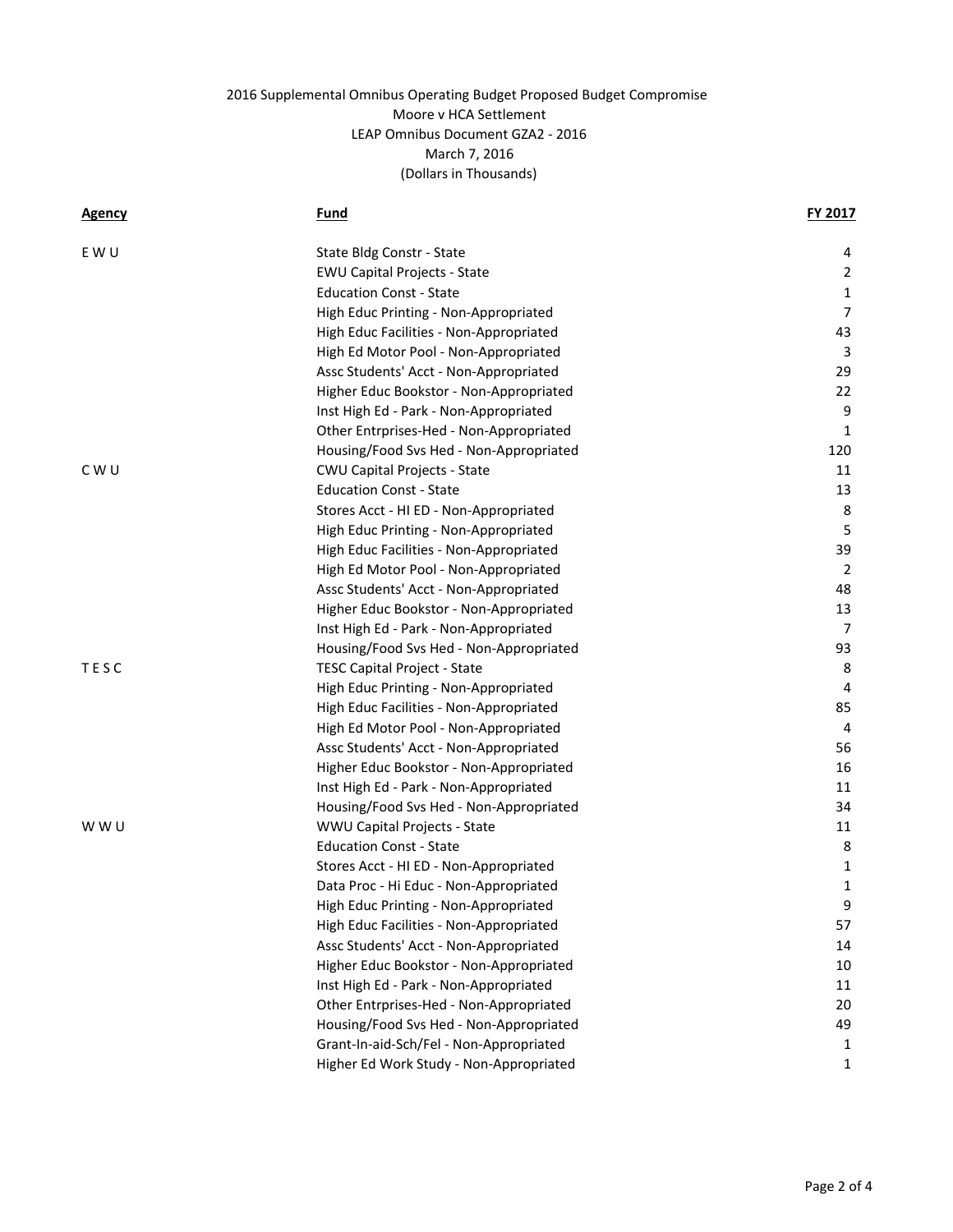2016 Supplemental Omnibus Operating Budget Proposed Budget Compromise
Moore v HCA Settlement
LEAP Omnibus Document GZA2 - 2016
March 7, 2016
(Dollars in Thousands)

| Agency | Fund | FY 2017 |
|---|---|---|
| E W U | State Bldg Constr - State | 4 |
| | EWU Capital Projects - State | 2 |
| | Education Const - State | 1 |
| | High Educ Printing - Non-Appropriated | 7 |
| | High Educ Facilities - Non-Appropriated | 43 |
| | High Ed Motor Pool - Non-Appropriated | 3 |
| | Assc Students' Acct - Non-Appropriated | 29 |
| | Higher Educ Bookstor - Non-Appropriated | 22 |
| | Inst High Ed - Park - Non-Appropriated | 9 |
| | Other Entrprises-Hed - Non-Appropriated | 1 |
| | Housing/Food Svs Hed - Non-Appropriated | 120 |
| C W U | CWU Capital Projects - State | 11 |
| | Education Const - State | 13 |
| | Stores Acct - HI ED - Non-Appropriated | 8 |
| | High Educ Printing - Non-Appropriated | 5 |
| | High Educ Facilities - Non-Appropriated | 39 |
| | High Ed Motor Pool - Non-Appropriated | 2 |
| | Assc Students' Acct - Non-Appropriated | 48 |
| | Higher Educ Bookstor - Non-Appropriated | 13 |
| | Inst High Ed - Park - Non-Appropriated | 7 |
| | Housing/Food Svs Hed - Non-Appropriated | 93 |
| T E S C | TESC Capital Project - State | 8 |
| | High Educ Printing - Non-Appropriated | 4 |
| | High Educ Facilities - Non-Appropriated | 85 |
| | High Ed Motor Pool - Non-Appropriated | 4 |
| | Assc Students' Acct - Non-Appropriated | 56 |
| | Higher Educ Bookstor - Non-Appropriated | 16 |
| | Inst High Ed - Park - Non-Appropriated | 11 |
| | Housing/Food Svs Hed - Non-Appropriated | 34 |
| W W U | WWU Capital Projects - State | 11 |
| | Education Const - State | 8 |
| | Stores Acct - HI ED - Non-Appropriated | 1 |
| | Data Proc - Hi Educ - Non-Appropriated | 1 |
| | High Educ Printing - Non-Appropriated | 9 |
| | High Educ Facilities - Non-Appropriated | 57 |
| | Assc Students' Acct - Non-Appropriated | 14 |
| | Higher Educ Bookstor - Non-Appropriated | 10 |
| | Inst High Ed - Park - Non-Appropriated | 11 |
| | Other Entrprises-Hed - Non-Appropriated | 20 |
| | Housing/Food Svs Hed - Non-Appropriated | 49 |
| | Grant-In-aid-Sch/Fel - Non-Appropriated | 1 |
| | Higher Ed Work Study - Non-Appropriated | 1 |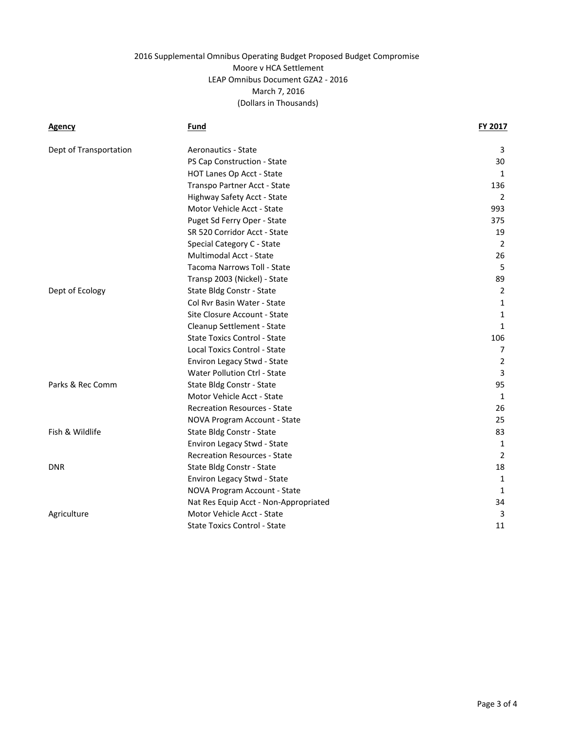2016 Supplemental Omnibus Operating Budget Proposed Budget Compromise

Moore v HCA Settlement

LEAP Omnibus Document GZA2 - 2016

March 7, 2016

(Dollars in Thousands)

| Agency | Fund | FY 2017 |
|---|---|---|
| Dept of Transportation | Aeronautics - State | 3 |
| | PS Cap Construction - State | 30 |
| | HOT Lanes Op Acct - State | 1 |
| | Transpo Partner Acct - State | 136 |
| | Highway Safety Acct - State | 2 |
| | Motor Vehicle Acct - State | 993 |
| | Puget Sd Ferry Oper - State | 375 |
| | SR 520 Corridor Acct - State | 19 |
| | Special Category C - State | 2 |
| | Multimodal Acct - State | 26 |
| | Tacoma Narrows Toll - State | 5 |
| | Transp 2003 (Nickel) - State | 89 |
| Dept of Ecology | State Bldg Constr - State | 2 |
| | Col Rvr Basin Water - State | 1 |
| | Site Closure Account - State | 1 |
| | Cleanup Settlement - State | 1 |
| | State Toxics Control - State | 106 |
| | Local Toxics Control - State | 7 |
| | Environ Legacy Stwd - State | 2 |
| | Water Pollution Ctrl - State | 3 |
| Parks & Rec Comm | State Bldg Constr - State | 95 |
| | Motor Vehicle Acct - State | 1 |
| | Recreation Resources - State | 26 |
| | NOVA Program Account - State | 25 |
| Fish & Wildlife | State Bldg Constr - State | 83 |
| | Environ Legacy Stwd - State | 1 |
| | Recreation Resources - State | 2 |
| DNR | State Bldg Constr - State | 18 |
| | Environ Legacy Stwd - State | 1 |
| | NOVA Program Account - State | 1 |
| | Nat Res Equip Acct - Non-Appropriated | 34 |
| Agriculture | Motor Vehicle Acct - State | 3 |
| | State Toxics Control - State | 11 |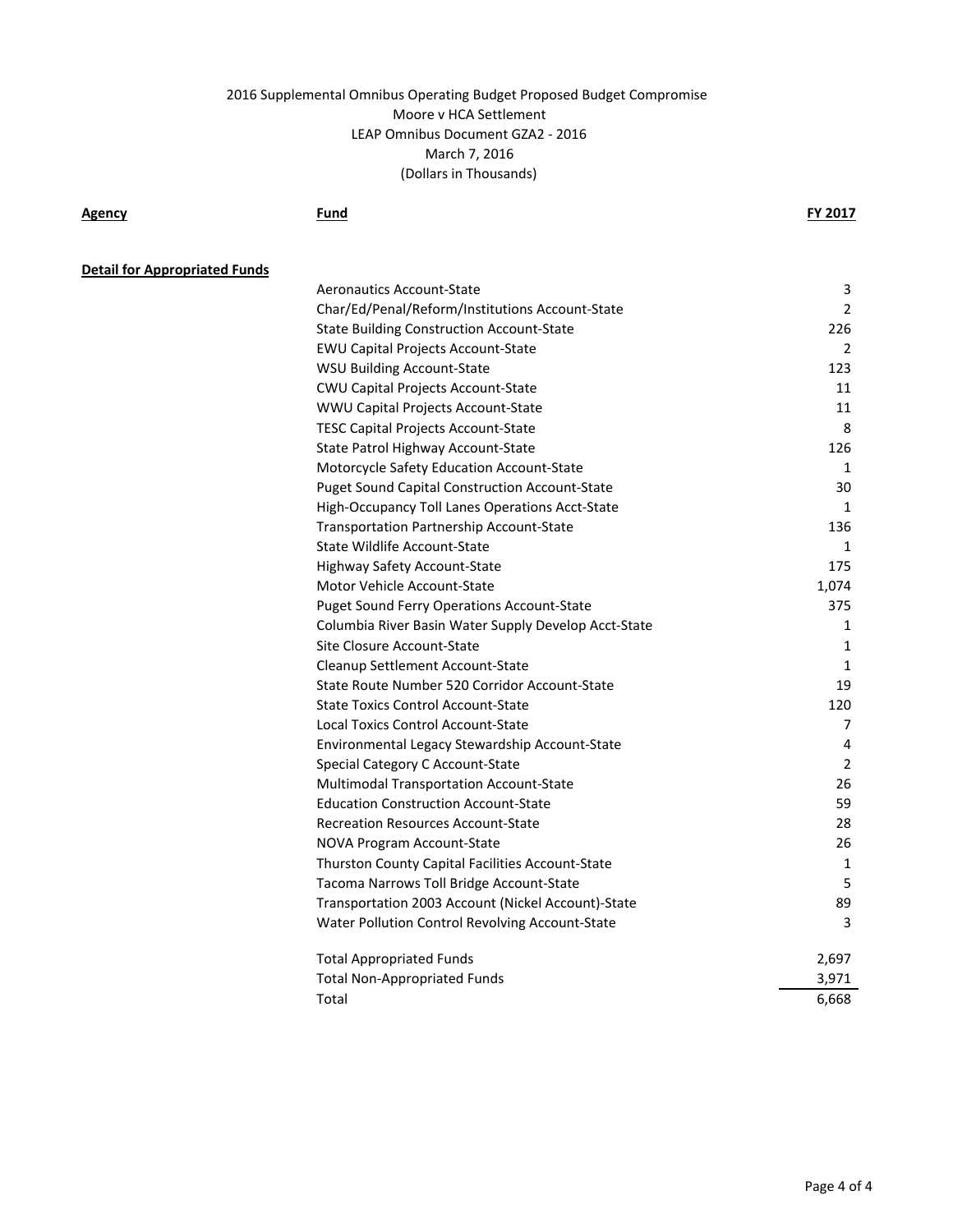2016 Supplemental Omnibus Operating Budget Proposed Budget Compromise
Moore v HCA Settlement
LEAP Omnibus Document GZA2 - 2016
March 7, 2016
(Dollars in Thousands)

| Agency | Fund | FY 2017 |
|---|---|---|
| **Detail for Appropriated Funds** | | |
| | Aeronautics Account-State | 3 |
| | Char/Ed/Penal/Reform/Institutions Account-State | 2 |
| | State Building Construction Account-State | 226 |
| | EWU Capital Projects Account-State | 2 |
| | WSU Building Account-State | 123 |
| | CWU Capital Projects Account-State | 11 |
| | WWU Capital Projects Account-State | 11 |
| | TESC Capital Projects Account-State | 8 |
| | State Patrol Highway Account-State | 126 |
| | Motorcycle Safety Education Account-State | 1 |
| | Puget Sound Capital Construction Account-State | 30 |
| | High-Occupancy Toll Lanes Operations Acct-State | 1 |
| | Transportation Partnership Account-State | 136 |
| | State Wildlife Account-State | 1 |
| | Highway Safety Account-State | 175 |
| | Motor Vehicle Account-State | 1,074 |
| | Puget Sound Ferry Operations Account-State | 375 |
| | Columbia River Basin Water Supply Develop Acct-State | 1 |
| | Site Closure Account-State | 1 |
| | Cleanup Settlement Account-State | 1 |
| | State Route Number 520 Corridor Account-State | 19 |
| | State Toxics Control Account-State | 120 |
| | Local Toxics Control Account-State | 7 |
| | Environmental Legacy Stewardship Account-State | 4 |
| | Special Category C Account-State | 2 |
| | Multimodal Transportation Account-State | 26 |
| | Education Construction Account-State | 59 |
| | Recreation Resources Account-State | 28 |
| | NOVA Program Account-State | 26 |
| | Thurston County Capital Facilities Account-State | 1 |
| | Tacoma Narrows Toll Bridge Account-State | 5 |
| | Transportation 2003 Account (Nickel Account)-State | 89 |
| | Water Pollution Control Revolving Account-State | 3 |
| | Total Appropriated Funds | 2,697 |
| | Total Non-Appropriated Funds | 3,971 |
| | Total | 6,668 |